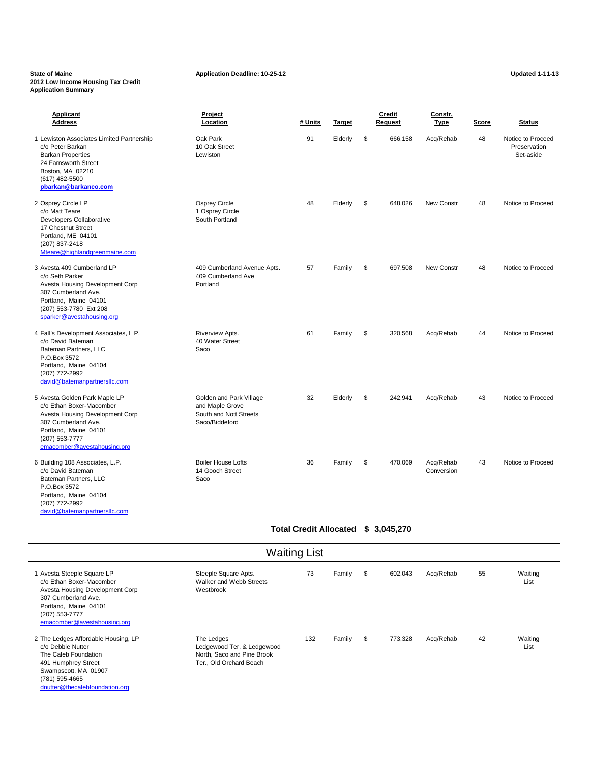**State of Maine**
**2012 Low Income Housing Tax Credit**
**Application Summary**

**Application Deadline: 10-25-12**

**Updated 1-11-13**

| Applicant Address | Project Location | # Units | Target | Credit Request | Constr. Type | Score | Status |
|---|---|---|---|---|---|---|---|
| 1 Lewiston Associates Limited Partnership<br>c/o Peter Barkan<br>Barkan Properties<br>24 Farnsworth Street<br>Boston, MA 02210<br>(617) 482-5500<br>**pbarkan@barkanco.com** | Oak Park<br>10 Oak Street<br>Lewiston | 91 | Elderly | $ 666,158 | Acq/Rehab | 48 | Notice to Proceed Preservation Set-aside |
| 2 Osprey Circle LP<br>c/o Matt Teare<br>Developers Collaborative<br>17 Chestnut Street<br>Portland, ME 04101<br>(207) 837-2418<br>Mteare@highlandgreenmaine.com | Osprey Circle<br>1 Osprey Circle<br>South Portland | 48 | Elderly | $ 648,026 | New Constr | 48 | Notice to Proceed |
| 3 Avesta 409 Cumberland LP<br>c/o Seth Parker<br>Avesta Housing Development Corp<br>307 Cumberland Ave.<br>Portland, Maine 04101<br>(207) 553-7780 Ext 208<br>sparker@avestahousing.org | 409 Cumberland Avenue Apts.<br>409 Cumberland Ave<br>Portland | 57 | Family | $ 697,508 | New Constr | 48 | Notice to Proceed |
| 4 Fall's Development Associates, L P.<br>c/o David Bateman<br>Bateman Partners, LLC<br>P.O.Box 3572<br>Portland, Maine 04104<br>(207) 772-2992<br>david@batemanpartnersllc.com | Riverview Apts.<br>40 Water Street<br>Saco | 61 | Family | $ 320,568 | Acq/Rehab | 44 | Notice to Proceed |
| 5 Avesta Golden Park Maple LP<br>c/o Ethan Boxer-Macomber<br>Avesta Housing Development Corp<br>307 Cumberland Ave.<br>Portland, Maine 04101<br>(207) 553-7777<br>emacomber@avestahousing.org | Golden and Park Village and Maple Grove<br>South and Nott Streets<br>Saco/Biddeford | 32 | Elderly | $ 242,941 | Acq/Rehab | 43 | Notice to Proceed |
| 6 Building 108 Associates, L.P.<br>c/o David Bateman<br>Bateman Partners, LLC<br>P.O.Box 3572<br>Portland, Maine 04104<br>(207) 772-2992<br>david@batemanpartnersllc.com | Boiler House Lofts<br>14 Gooch Street<br>Saco | 36 | Family | $ 470,069 | Acq/Rehab Conversion | 43 | Notice to Proceed |

**Total Credit Allocated $ 3,045,270**

## Waiting List

| Applicant Address | Project Location | # Units | Target | Credit Request | Constr. Type | Score | Status |
|---|---|---|---|---|---|---|---|
| 1 Avesta Steeple Square LP<br>c/o Ethan Boxer-Macomber<br>Avesta Housing Development Corp<br>307 Cumberland Ave.<br>Portland, Maine 04101<br>(207) 553-7777<br>emacomber@avestahousing.org | Steeple Square Apts.<br>Walker and Webb Streets<br>Westbrook | 73 | Family | $ 602,043 | Acq/Rehab | 55 | Waiting List |
| 2 The Ledges Affordable Housing, LP<br>c/o Debbie Nutter<br>The Caleb Foundation<br>491 Humphrey Street<br>Swampscott, MA 01907<br>(781) 595-4665<br>dnutter@thecalebfoundation.org | The Ledges<br>Ledgewood Ter. & Ledgewood North, Saco and Pine Brook Ter., Old Orchard Beach | 132 | Family | $ 773,328 | Acq/Rehab | 42 | Waiting List |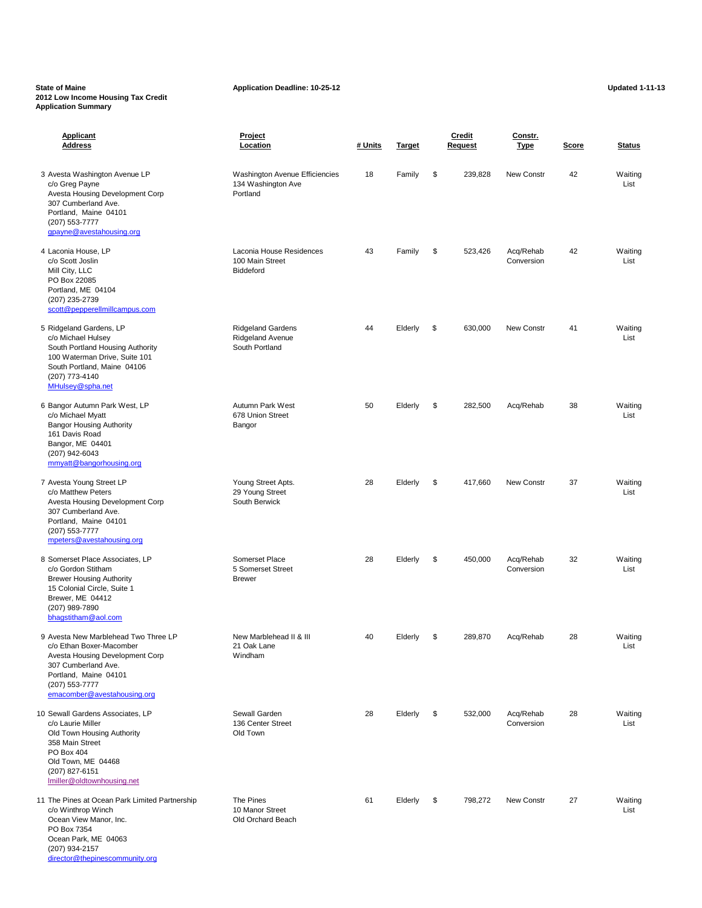**State of Maine**
**2012 Low Income Housing Tax Credit**
**Application Summary**

**Application Deadline: 10-25-12**

**Updated 1-11-13**

| Applicant Address | Project Location | # Units | Target | Credit Request | Constr. Type | Score | Status |
|---|---|---|---|---|---|---|---|
| 3 Avesta Washington Avenue LP<br>c/o Greg Payne<br>Avesta Housing Development Corp<br>307 Cumberland Ave.<br>Portland, Maine 04101<br>(207) 553-7777<br>gpayne@avestahousing.org | Washington Avenue Efficiencies<br>134 Washington Ave<br>Portland | 18 | Family | $ 239,828 | New Constr | 42 | Waiting List |
| 4 Laconia House, LP<br>c/o Scott Joslin<br>Mill City, LLC<br>PO Box 22085<br>Portland, ME 04104<br>(207) 235-2739<br>scott@pepperellmillcampus.com | Laconia House Residences<br>100 Main Street<br>Biddeford | 43 | Family | $ 523,426 | Acq/Rehab Conversion | 42 | Waiting List |
| 5 Ridgeland Gardens, LP<br>c/o Michael Hulsey<br>South Portland Housing Authority<br>100 Waterman Drive, Suite 101<br>South Portland, Maine 04106<br>(207) 773-4140<br>MHulsey@spha.net | Ridgeland Gardens<br>Ridgeland Avenue<br>South Portland | 44 | Elderly | $ 630,000 | New Constr | 41 | Waiting List |
| 6 Bangor Autumn Park West, LP<br>c/o Michael Myatt<br>Bangor Housing Authority<br>161 Davis Road<br>Bangor, ME 04401<br>(207) 942-6043<br>mmyatt@bangorhousing.org | Autumn Park West<br>678 Union Street<br>Bangor | 50 | Elderly | $ 282,500 | Acq/Rehab | 38 | Waiting List |
| 7 Avesta Young Street LP<br>c/o Matthew Peters<br>Avesta Housing Development Corp<br>307 Cumberland Ave.<br>Portland, Maine 04101<br>(207) 553-7777<br>mpeters@avestahousing.org | Young Street Apts.<br>29 Young Street<br>South Berwick | 28 | Elderly | $ 417,660 | New Constr | 37 | Waiting List |
| 8 Somerset Place Associates, LP<br>c/o Gordon Stitham<br>Brewer Housing Authority<br>15 Colonial Circle, Suite 1<br>Brewer, ME 04412<br>(207) 989-7890<br>bhagstitham@aol.com | Somerset Place<br>5 Somerset Street<br>Brewer | 28 | Elderly | $ 450,000 | Acq/Rehab Conversion | 32 | Waiting List |
| 9 Avesta New Marblehead Two Three LP<br>c/o Ethan Boxer-Macomber<br>Avesta Housing Development Corp<br>307 Cumberland Ave.<br>Portland, Maine 04101<br>(207) 553-7777<br>emacomber@avestahousing.org | New Marblehead II & III<br>21 Oak Lane<br>Windham | 40 | Elderly | $ 289,870 | Acq/Rehab | 28 | Waiting List |
| 10 Sewall Gardens Associates, LP<br>c/o Laurie Miller<br>Old Town Housing Authority<br>358 Main Street<br>PO Box 404<br>Old Town, ME 04468<br>(207) 827-6151<br>lmiller@oldtownhousing.net | Sewall Garden<br>136 Center Street<br>Old Town | 28 | Elderly | $ 532,000 | Acq/Rehab Conversion | 28 | Waiting List |
| 11 The Pines at Ocean Park Limited Partnership<br>c/o Winthrop Winch<br>Ocean View Manor, Inc.<br>PO Box 7354<br>Ocean Park, ME 04063<br>(207) 934-2157<br>director@thepinescommunity.org | The Pines<br>10 Manor Street<br>Old Orchard Beach | 61 | Elderly | $ 798,272 | New Constr | 27 | Waiting List |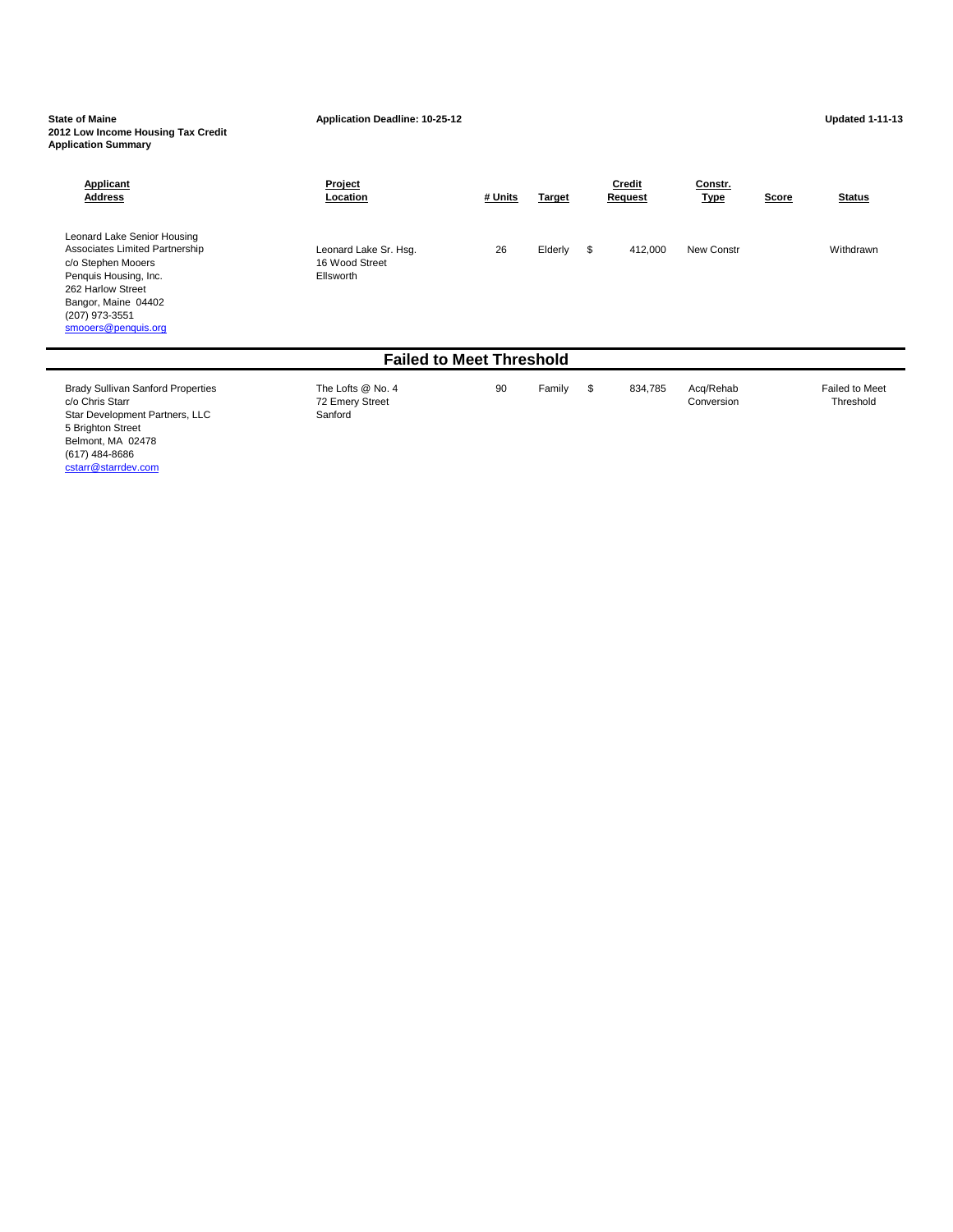**State of Maine**
**2012 Low Income Housing Tax Credit**
**Application Summary**

**Application Deadline: 10-25-12**

**Updated 1-11-13**

| Applicant Address | Project Location | # Units | Target | Credit Request | Constr. Type | Score | Status |
|---|---|---|---|---|---|---|---|
| Leonard Lake Senior Housing Associates Limited Partnership<br>c/o Stephen Mooers<br>Penquis Housing, Inc.<br>262 Harlow Street<br>Bangor, Maine 04402<br>(207) 973-3551<br>smooers@penquis.org | Leonard Lake Sr. Hsg.<br>16 Wood Street<br>Ellsworth | 26 | Elderly | $ 412,000 | New Constr | | Withdrawn |

## Failed to Meet Threshold

| Applicant Address | Project Location | # Units | Target | Credit Request | Constr. Type | Score | Status |
|---|---|---|---|---|---|---|---|
| Brady Sullivan Sanford Properties<br>c/o Chris Starr<br>Star Development Partners, LLC<br>5 Brighton Street<br>Belmont, MA 02478<br>(617) 484-8686<br>cstarr@starrdev.com | The Lofts @ No. 4<br>72 Emery Street<br>Sanford | 90 | Family | $ 834,785 | Acq/Rehab Conversion | | Failed to Meet Threshold |